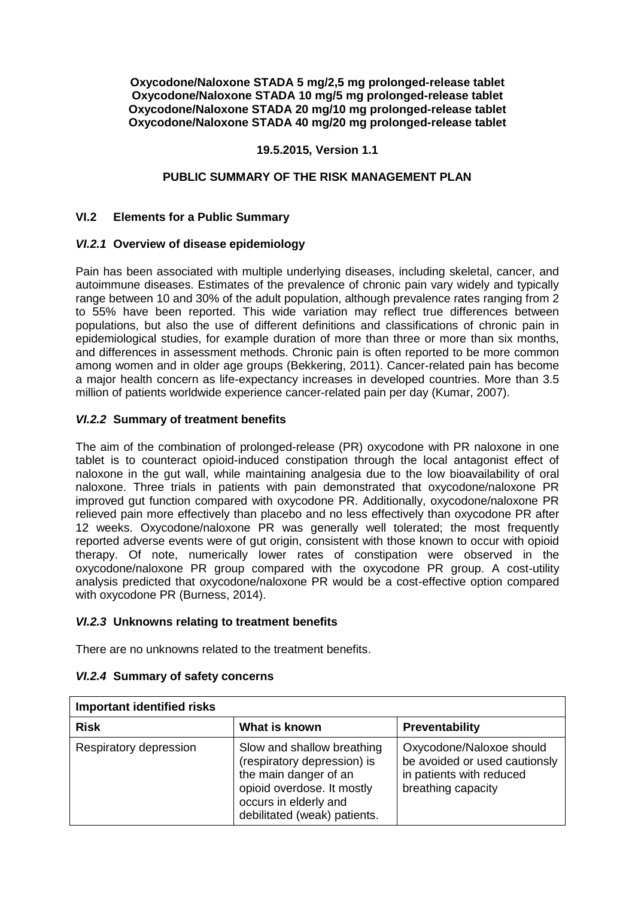**Oxycodone/Naloxone STADA 5 mg/2,5 mg prolonged-release tablet**
**Oxycodone/Naloxone STADA 10 mg/5 mg prolonged-release tablet**
**Oxycodone/Naloxone STADA 20 mg/10 mg prolonged-release tablet**
**Oxycodone/Naloxone STADA 40 mg/20 mg prolonged-release tablet**

**19.5.2015, Version 1.1**

**PUBLIC SUMMARY OF THE RISK MANAGEMENT PLAN**

## VI.2 Elements for a Public Summary

### *VI.2.1* Overview of disease epidemiology

Pain has been associated with multiple underlying diseases, including skeletal, cancer, and autoimmune diseases. Estimates of the prevalence of chronic pain vary widely and typically range between 10 and 30% of the adult population, although prevalence rates ranging from 2 to 55% have been reported. This wide variation may reflect true differences between populations, but also the use of different definitions and classifications of chronic pain in epidemiological studies, for example duration of more than three or more than six months, and differences in assessment methods. Chronic pain is often reported to be more common among women and in older age groups (Bekkering, 2011). Cancer-related pain has become a major health concern as life-expectancy increases in developed countries. More than 3.5 million of patients worldwide experience cancer-related pain per day (Kumar, 2007).

### *VI.2.2* Summary of treatment benefits

The aim of the combination of prolonged-release (PR) oxycodone with PR naloxone in one tablet is to counteract opioid-induced constipation through the local antagonist effect of naloxone in the gut wall, while maintaining analgesia due to the low bioavailability of oral naloxone. Three trials in patients with pain demonstrated that oxycodone/naloxone PR improved gut function compared with oxycodone PR. Additionally, oxycodone/naloxone PR relieved pain more effectively than placebo and no less effectively than oxycodone PR after 12 weeks. Oxycodone/naloxone PR was generally well tolerated; the most frequently reported adverse events were of gut origin, consistent with those known to occur with opioid therapy. Of note, numerically lower rates of constipation were observed in the oxycodone/naloxone PR group compared with the oxycodone PR group. A cost-utility analysis predicted that oxycodone/naloxone PR would be a cost-effective option compared with oxycodone PR (Burness, 2014).

### *VI.2.3* Unknowns relating to treatment benefits

There are no unknowns related to the treatment benefits.

### *VI.2.4* Summary of safety concerns

| **Important identified risks** | | |
|---|---|---|
| **Risk** | **What is known** | **Preventability** |
| Respiratory depression | Slow and shallow breathing (respiratory depression) is the main danger of an opioid overdose. It mostly occurs in elderly and debilitated (weak) patients. | Oxycodone/Naloxoe should be avoided or used cautionsly in patients with reduced breathing capacity |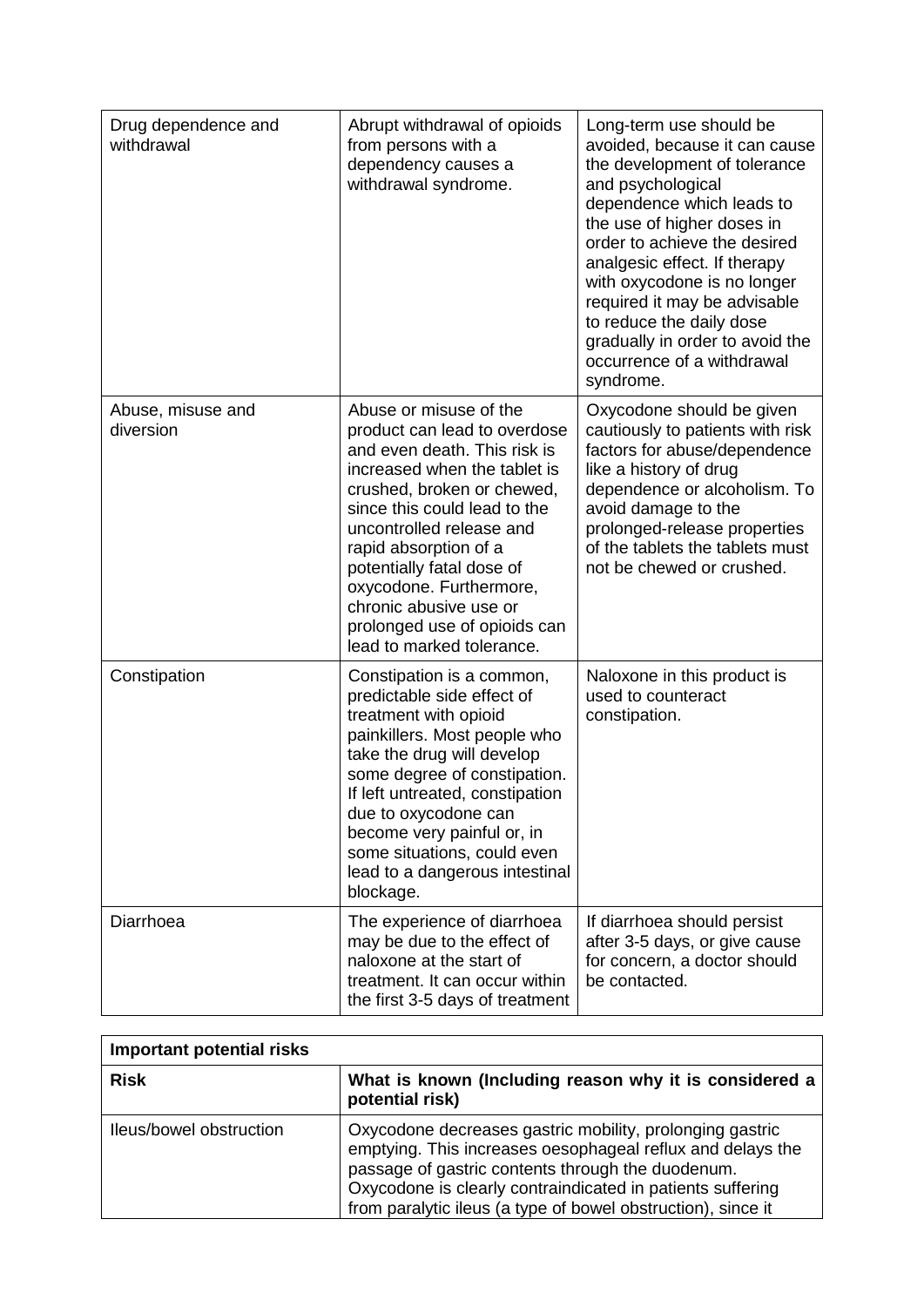| | | |
|---|---|---|
| Drug dependence and withdrawal | Abrupt withdrawal of opioids from persons with a dependency causes a withdrawal syndrome. | Long-term use should be avoided, because it can cause the development of tolerance and psychological dependence which leads to the use of higher doses in order to achieve the desired analgesic effect. If therapy with oxycodone is no longer required it may be advisable to reduce the daily dose gradually in order to avoid the occurrence of a withdrawal syndrome. |
| Abuse, misuse and diversion | Abuse or misuse of the product can lead to overdose and even death. This risk is increased when the tablet is crushed, broken or chewed, since this could lead to the uncontrolled release and rapid absorption of a potentially fatal dose of oxycodone. Furthermore, chronic abusive use or prolonged use of opioids can lead to marked tolerance. | Oxycodone should be given cautiously to patients with risk factors for abuse/dependence like a history of drug dependence or alcoholism. To avoid damage to the prolonged-release properties of the tablets the tablets must not be chewed or crushed. |
| Constipation | Constipation is a common, predictable side effect of treatment with opioid painkillers. Most people who take the drug will develop some degree of constipation. If left untreated, constipation due to oxycodone can become very painful or, in some situations, could even lead to a dangerous intestinal blockage. | Naloxone in this product is used to counteract constipation. |
| Diarrhoea | The experience of diarrhoea may be due to the effect of naloxone at the start of treatment. It can occur within the first 3-5 days of treatment | If diarrhoea should persist after 3-5 days, or give cause for concern, a doctor should be contacted. |

| **Important potential risks** | |
|---|---|
| **Risk** | **What is known (Including reason why it is considered a potential risk)** |
| Ileus/bowel obstruction | Oxycodone decreases gastric mobility, prolonging gastric emptying. This increases oesophageal reflux and delays the passage of gastric contents through the duodenum. Oxycodone is clearly contraindicated in patients suffering from paralytic ileus (a type of bowel obstruction), since it |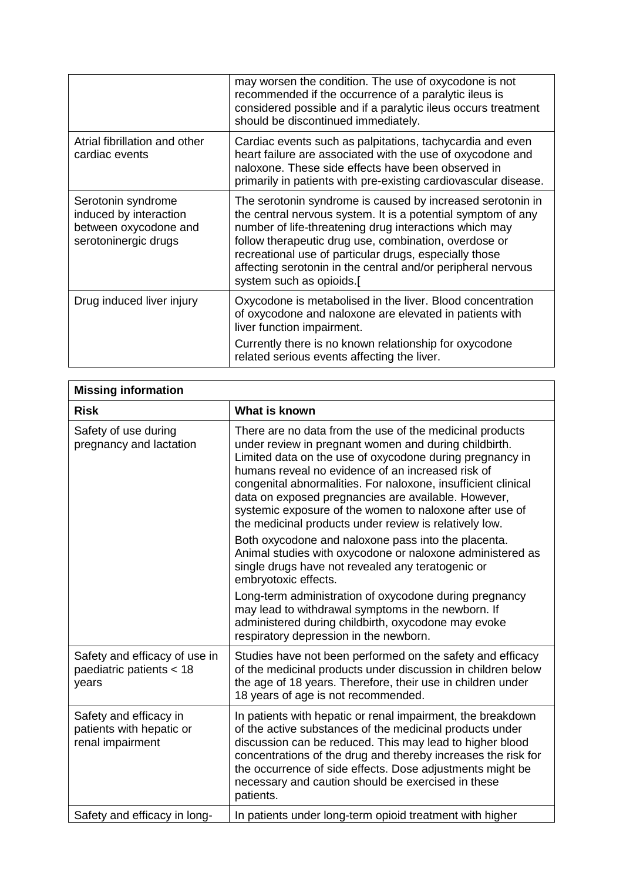| | |
|---|---|
| | may worsen the condition. The use of oxycodone is not recommended if the occurrence of a paralytic ileus is considered possible and if a paralytic ileus occurs treatment should be discontinued immediately. |
| Atrial fibrillation and other cardiac events | Cardiac events such as palpitations, tachycardia and even heart failure are associated with the use of oxycodone and naloxone. These side effects have been observed in primarily in patients with pre-existing cardiovascular disease. |
| Serotonin syndrome induced by interaction between oxycodone and serotoninergic drugs | The serotonin syndrome is caused by increased serotonin in the central nervous system. It is a potential symptom of any number of life-threatening drug interactions which may follow therapeutic drug use, combination, overdose or recreational use of particular drugs, especially those affecting serotonin in the central and/or peripheral nervous system such as opioids.[ |
| Drug induced liver injury | Oxycodone is metabolised in the liver. Blood concentration of oxycodone and naloxone are elevated in patients with liver function impairment.<br>Currently there is no known relationship for oxycodone related serious events affecting the liver. |

| **Missing information** | |
|---|---|
| **Risk** | **What is known** |
| Safety of use during pregnancy and lactation | There are no data from the use of the medicinal products under review in pregnant women and during childbirth. Limited data on the use of oxycodone during pregnancy in humans reveal no evidence of an increased risk of congenital abnormalities. For naloxone, insufficient clinical data on exposed pregnancies are available. However, systemic exposure of the women to naloxone after use of the medicinal products under review is relatively low.<br>Both oxycodone and naloxone pass into the placenta. Animal studies with oxycodone or naloxone administered as single drugs have not revealed any teratogenic or embryotoxic effects.<br>Long-term administration of oxycodone during pregnancy may lead to withdrawal symptoms in the newborn. If administered during childbirth, oxycodone may evoke respiratory depression in the newborn. |
| Safety and efficacy of use in paediatric patients < 18 years | Studies have not been performed on the safety and efficacy of the medicinal products under discussion in children below the age of 18 years. Therefore, their use in children under 18 years of age is not recommended. |
| Safety and efficacy in patients with hepatic or renal impairment | In patients with hepatic or renal impairment, the breakdown of the active substances of the medicinal products under discussion can be reduced. This may lead to higher blood concentrations of the drug and thereby increases the risk for the occurrence of side effects. Dose adjustments might be necessary and caution should be exercised in these patients. |
| Safety and efficacy in long- | In patients under long-term opioid treatment with higher |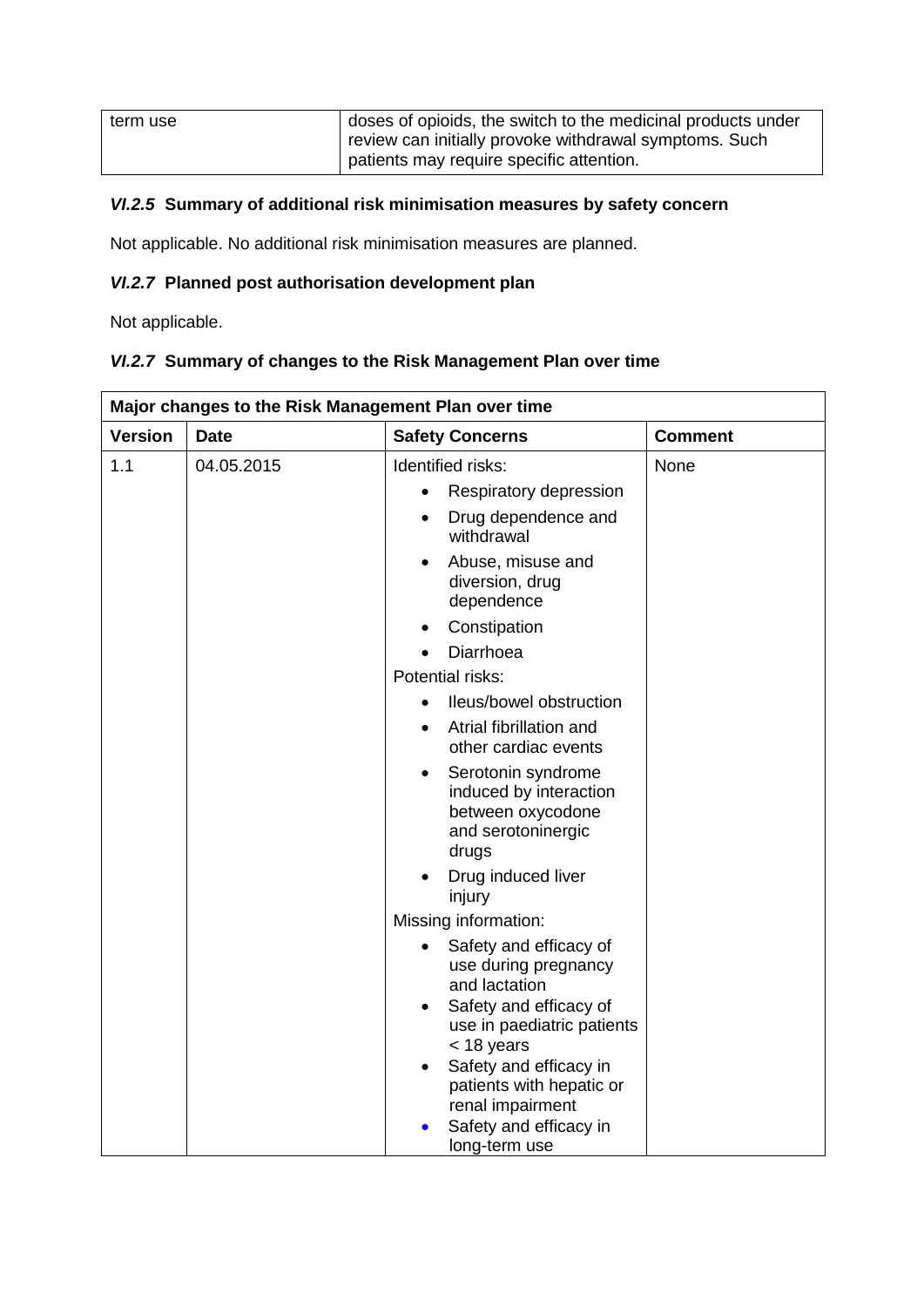| | |
|---|---|
| term use | doses of opioids, the switch to the medicinal products under review can initially provoke withdrawal symptoms. Such patients may require specific attention. |

### *VI.2.5* Summary of additional risk minimisation measures by safety concern

Not applicable. No additional risk minimisation measures are planned.

### *VI.2.7* Planned post authorisation development plan

Not applicable.

### *VI.2.7* Summary of changes to the Risk Management Plan over time

| Major changes to the Risk Management Plan over time | | | |
|---|---|---|---|
| **Version** | **Date** | **Safety Concerns** | **Comment** |
| 1.1 | 04.05.2015 | Identified risks:<br>• Respiratory depression<br>• Drug dependence and withdrawal<br>• Abuse, misuse and diversion, drug dependence<br>• Constipation<br>• Diarrhoea<br>Potential risks:<br>• Ileus/bowel obstruction<br>• Atrial fibrillation and other cardiac events<br>• Serotonin syndrome induced by interaction between oxycodone and serotoninergic drugs<br>• Drug induced liver injury<br>Missing information:<br>• Safety and efficacy of use during pregnancy and lactation<br>• Safety and efficacy of use in paediatric patients < 18 years<br>• Safety and efficacy in patients with hepatic or renal impairment<br>• Safety and efficacy in long-term use | None |